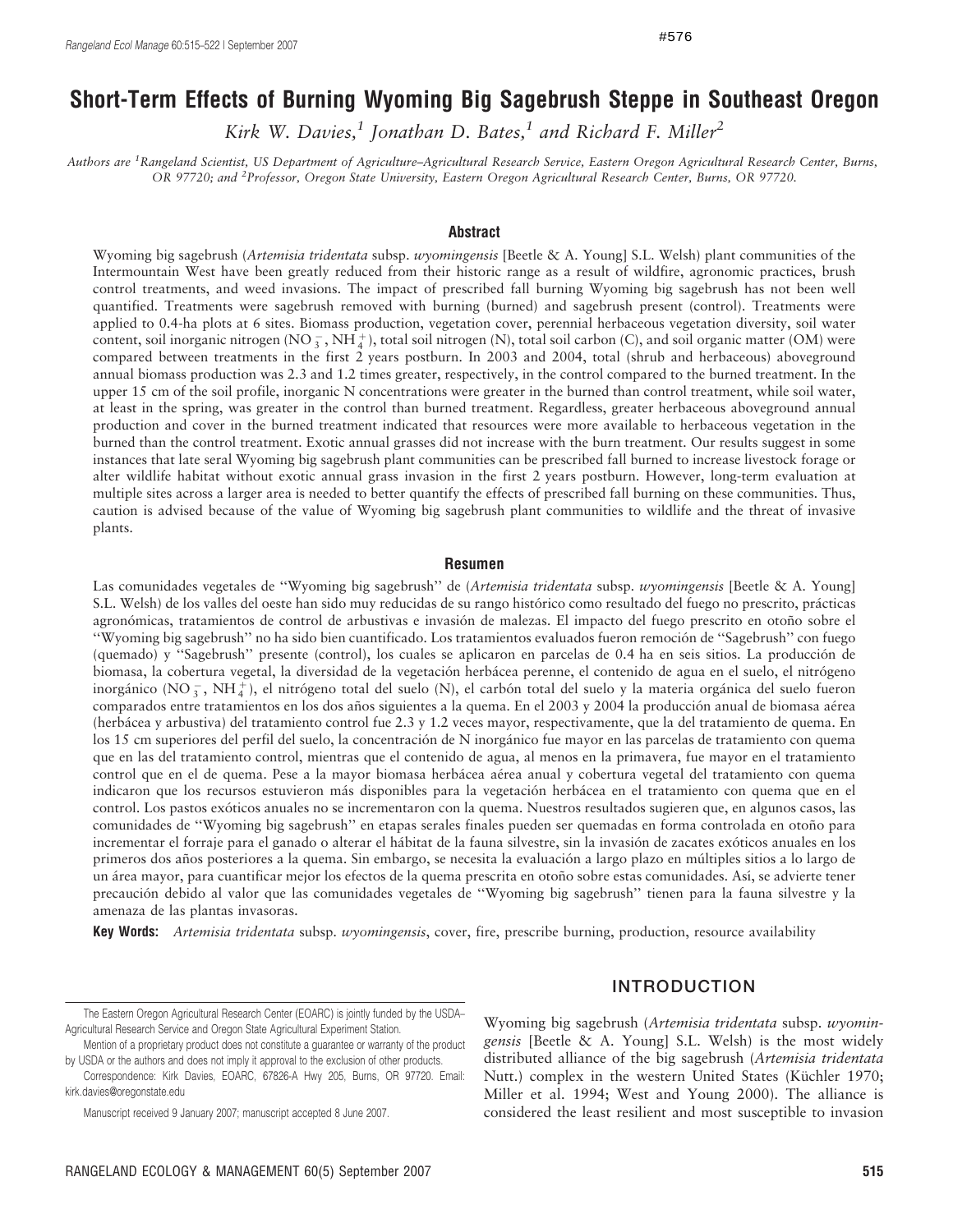# Short-Term Effects of Burning Wyoming Big Sagebrush Steppe in Southeast Oregon

*Kirk W. Davies,[1] Jonathan D. Bates,[1] and Richard F. Miller[2]*

*Authors are [1]Rangeland Scientist, US Department of Agriculture–Agricultural Research Service, Eastern Oregon Agricultural Research Center, Burns, OR 97720; and [2]Professor, Oregon State University, Eastern Oregon Agricultural Research Center, Burns, OR 97720.*

## Abstract

Wyoming big sagebrush (*Artemisia tridentata* subsp. *wyomingensis* [Beetle & A. Young] S.L. Welsh) plant communities of the Intermountain West have been greatly reduced from their historic range as a result of wildfire, agronomic practices, brush control treatments, and weed invasions. The impact of prescribed fall burning Wyoming big sagebrush has not been well quantified. Treatments were sagebrush removed with burning (burned) and sagebrush present (control). Treatments were applied to 0.4-ha plots at 6 sites. Biomass production, vegetation cover, perennial herbaceous vegetation diversity, soil water content, soil inorganic nitrogen ($NO_3^-$, $NH_4^+$), total soil nitrogen (N), total soil carbon (C), and soil organic matter (OM) were compared between treatments in the first 2 years postburn. In 2003 and 2004, total (shrub and herbaceous) aboveground annual biomass production was 2.3 and 1.2 times greater, respectively, in the control compared to the burned treatment. In the upper 15 cm of the soil profile, inorganic N concentrations were greater in the burned than control treatment, while soil water, at least in the spring, was greater in the control than burned treatment. Regardless, greater herbaceous aboveground annual production and cover in the burned treatment indicated that resources were more available to herbaceous vegetation in the burned than the control treatment. Exotic annual grasses did not increase with the burn treatment. Our results suggest in some instances that late seral Wyoming big sagebrush plant communities can be prescribed fall burned to increase livestock forage or alter wildlife habitat without exotic annual grass invasion in the first 2 years postburn. However, long-term evaluation at multiple sites across a larger area is needed to better quantify the effects of prescribed fall burning on these communities. Thus, caution is advised because of the value of Wyoming big sagebrush plant communities to wildlife and the threat of invasive plants.

## Resumen

Las comunidades vegetales de ''Wyoming big sagebrush'' de (*Artemisia tridentata* subsp. *wyomingensis* [Beetle & A. Young] S.L. Welsh) de los valles del oeste han sido muy reducidas de su rango histórico como resultado del fuego no prescrito, prácticas agronómicas, tratamientos de control de arbustivas e invasión de malezas. El impacto del fuego prescrito en otoño sobre el ''Wyoming big sagebrush'' no ha sido bien cuantificado. Los tratamientos evaluados fueron remoción de ''Sagebrush'' con fuego (quemado) y ''Sagebrush'' presente (control), los cuales se aplicaron en parcelas de 0.4 ha en seis sitios. La producción de biomasa, la cobertura vegetal, la diversidad de la vegetación herbácea perenne, el contenido de agua en el suelo, el nitrógeno inorgánico ($NO_3^-$, $NH_4^+$), el nitrógeno total del suelo (N), el carbón total del suelo y la materia orgánica del suelo fueron comparados entre tratamientos en los dos años siguientes a la quema. En el 2003 y 2004 la producción anual de biomasa aérea (herbácea y arbustiva) del tratamiento control fue 2.3 y 1.2 veces mayor, respectivamente, que la del tratamiento de quema. En los 15 cm superiores del perfil del suelo, la concentración de N inorgánico fue mayor en las parcelas de tratamiento con quema que en las del tratamiento control, mientras que el contenido de agua, al menos en la primavera, fue mayor en el tratamiento control que en el de quema. Pese a la mayor biomasa herbácea aérea anual y cobertura vegetal del tratamiento con quema indicaron que los recursos estuvieron más disponibles para la vegetación herbácea en el tratamiento con quema que en el control. Los pastos exóticos anuales no se incrementaron con la quema. Nuestros resultados sugieren que, en algunos casos, las comunidades de ''Wyoming big sagebrush'' en etapas serales finales pueden ser quemadas en forma controlada en otoño para incrementar el forraje para el ganado o alterar el hábitat de la fauna silvestre, sin la invasión de zacates exóticos anuales en los primeros dos años posteriores a la quema. Sin embargo, se necesita la evaluación a largo plazo en múltiples sitios a lo largo de un área mayor, para cuantificar mejor los efectos de la quema prescrita en otoño sobre estas comunidades. Así, se advierte tener precaución debido al valor que las comunidades vegetales de ''Wyoming big sagebrush'' tienen para la fauna silvestre y la amenaza de las plantas invasoras.

**Key Words:** *Artemisia tridentata* subsp. *wyomingensis*, cover, fire, prescribe burning, production, resource availability

## INTRODUCTION

Wyoming big sagebrush (*Artemisia tridentata* subsp. *wyomingensis* [Beetle & A. Young] S.L. Welsh) is the most widely distributed alliance of the big sagebrush (*Artemisia tridentata* Nutt.) complex in the western United States (Küchler 1970; Miller et al. 1994; West and Young 2000). The alliance is considered the least resilient and most susceptible to invasion

---

The Eastern Oregon Agricultural Research Center (EOARC) is jointly funded by the USDA–Agricultural Research Service and Oregon State Agricultural Experiment Station.

Mention of a proprietary product does not constitute a guarantee or warranty of the product by USDA or the authors and does not imply it approval to the exclusion of other products.

Correspondence: Kirk Davies, EOARC, 67826-A Hwy 205, Burns, OR 97720. Email: kirk.davies@oregonstate.edu

Manuscript received 9 January 2007; manuscript accepted 8 June 2007.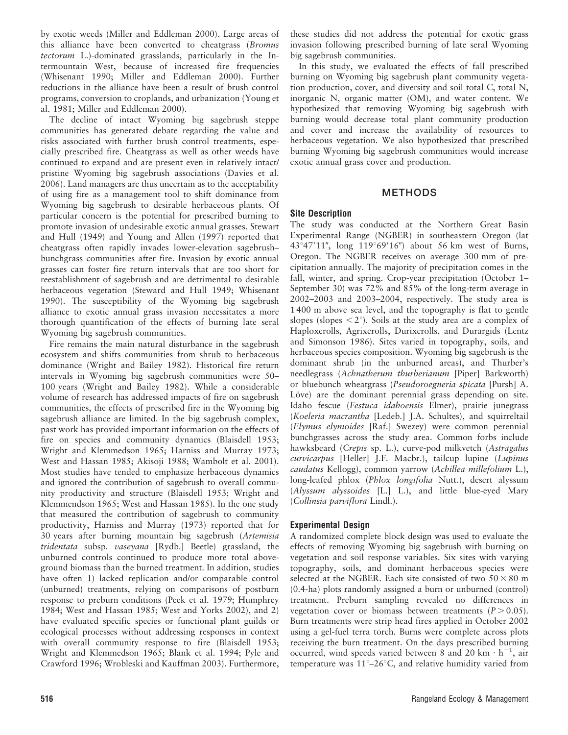by exotic weeds (Miller and Eddleman 2000). Large areas of this alliance have been converted to cheatgrass (*Bromus tectorum* L.)-dominated grasslands, particularly in the Intermountain West, because of increased fire frequencies (Whisenant 1990; Miller and Eddleman 2000). Further reductions in the alliance have been a result of brush control programs, conversion to croplands, and urbanization (Young et al. 1981; Miller and Eddleman 2000).

The decline of intact Wyoming big sagebrush steppe communities has generated debate regarding the value and risks associated with further brush control treatments, especially prescribed fire. Cheatgrass as well as other weeds have continued to expand and are present even in relatively intact/pristine Wyoming big sagebrush associations (Davies et al. 2006). Land managers are thus uncertain as to the acceptability of using fire as a management tool to shift dominance from Wyoming big sagebrush to desirable herbaceous plants. Of particular concern is the potential for prescribed burning to promote invasion of undesirable exotic annual grasses. Stewart and Hull (1949) and Young and Allen (1997) reported that cheatgrass often rapidly invades lower-elevation sagebrush–bunchgrass communities after fire. Invasion by exotic annual grasses can foster fire return intervals that are too short for reestablishment of sagebrush and are detrimental to desirable herbaceous vegetation (Steward and Hull 1949; Whisenant 1990). The susceptibility of the Wyoming big sagebrush alliance to exotic annual grass invasion necessitates a more thorough quantification of the effects of burning late seral Wyoming big sagebrush communities.

Fire remains the main natural disturbance in the sagebrush ecosystem and shifts communities from shrub to herbaceous dominance (Wright and Bailey 1982). Historical fire return intervals in Wyoming big sagebrush communities were 50–100 years (Wright and Bailey 1982). While a considerable volume of research has addressed impacts of fire on sagebrush communities, the effects of prescribed fire in the Wyoming big sagebrush alliance are limited. In the big sagebrush complex, past work has provided important information on the effects of fire on species and community dynamics (Blaisdell 1953; Wright and Klemmedson 1965; Harniss and Murray 1973; West and Hassan 1985; Akisoji 1988; Wambolt et al. 2001). Most studies have tended to emphasize herbaceous dynamics and ignored the contribution of sagebrush to overall community productivity and structure (Blaisdell 1953; Wright and Klemmendson 1965; West and Hassan 1985). In the one study that measured the contribution of sagebrush to community productivity, Harniss and Murray (1973) reported that for 30 years after burning mountain big sagebrush (*Artemisia tridentata* subsp. *vaseyana* [Rydb.] Beetle) grassland, the unburned controls continued to produce more total aboveground biomass than the burned treatment. In addition, studies have often 1) lacked replication and/or comparable control (unburned) treatments, relying on comparisons of postburn response to preburn conditions (Peek et al. 1979; Humphrey 1984; West and Hassan 1985; West and Yorks 2002), and 2) have evaluated specific species or functional plant guilds or ecological processes without addressing responses in context with overall community response to fire (Blaisdell 1953; Wright and Klemmedson 1965; Blank et al. 1994; Pyle and Crawford 1996; Wrobleski and Kauffman 2003). Furthermore, these studies did not address the potential for exotic grass invasion following prescribed burning of late seral Wyoming big sagebrush communities.

In this study, we evaluated the effects of fall prescribed burning on Wyoming big sagebrush plant community vegetation production, cover, and diversity and soil total C, total N, inorganic N, organic matter (OM), and water content. We hypothesized that removing Wyoming big sagebrush with burning would decrease total plant community production and cover and increase the availability of resources to herbaceous vegetation. We also hypothesized that prescribed burning Wyoming big sagebrush communities would increase exotic annual grass cover and production.

## METHODS

### Site Description

The study was conducted at the Northern Great Basin Experimental Range (NGBER) in southeastern Oregon (lat 43°47′11″, long 119°69′16″) about 56 km west of Burns, Oregon. The NGBER receives on average 300 mm of precipitation annually. The majority of precipitation comes in the fall, winter, and spring. Crop-year precipitation (October 1–September 30) was 72% and 85% of the long-term average in 2002–2003 and 2003–2004, respectively. The study area is 1 400 m above sea level, and the topography is flat to gentle slopes (slopes $< 2°$). Soils at the study area are a complex of Haploxerolls, Agrixerolls, Durixerolls, and Durargids (Lentz and Simonson 1986). Sites varied in topography, soils, and herbaceous species composition. Wyoming big sagebrush is the dominant shrub (in the unburned areas), and Thurber's needlegrass (*Achnatherum thurberianum* [Piper] Barkworth) or bluebunch wheatgrass (*Pseudoroegneria spicata* [Pursh] A. Löve) are the dominant perennial grass depending on site. Idaho fescue (*Festuca idahoensis* Elmer), prairie junegrass (*Koeleria macrantha* [Ledeb.] J.A. Schultes), and squirreltail (*Elymus elymoides* [Raf.] Swezey) were common perennial bunchgrasses across the study area. Common forbs include hawksbeard (*Crepis* sp. L.), curve-pod milkvetch (*Astragalus curvicarpus* [Heller] J.F. Macbr.), tailcup lupine (*Lupinus caudatus* Kellogg), common yarrow (*Achillea millefolium* L.), long-leafed phlox (*Phlox longifolia* Nutt.), desert alyssum (*Alyssum alyssoides* [L.] L.), and little blue-eyed Mary (*Collinsia parviflora* Lindl.).

### Experimental Design

A randomized complete block design was used to evaluate the effects of removing Wyoming big sagebrush with burning on vegetation and soil response variables. Six sites with varying topography, soils, and dominant herbaceous species were selected at the NGBER. Each site consisted of two $50 \times 80$ m (0.4-ha) plots randomly assigned a burn or unburned (control) treatment. Preburn sampling revealed no differences in vegetation cover or biomass between treatments ($P > 0.05$). Burn treatments were strip head fires applied in October 2002 using a gel-fuel terra torch. Burns were complete across plots receiving the burn treatment. On the days prescribed burning occurred, wind speeds varied between 8 and 20 km $\cdot$ h$^{-1}$, air temperature was 11°–26°C, and relative humidity varied from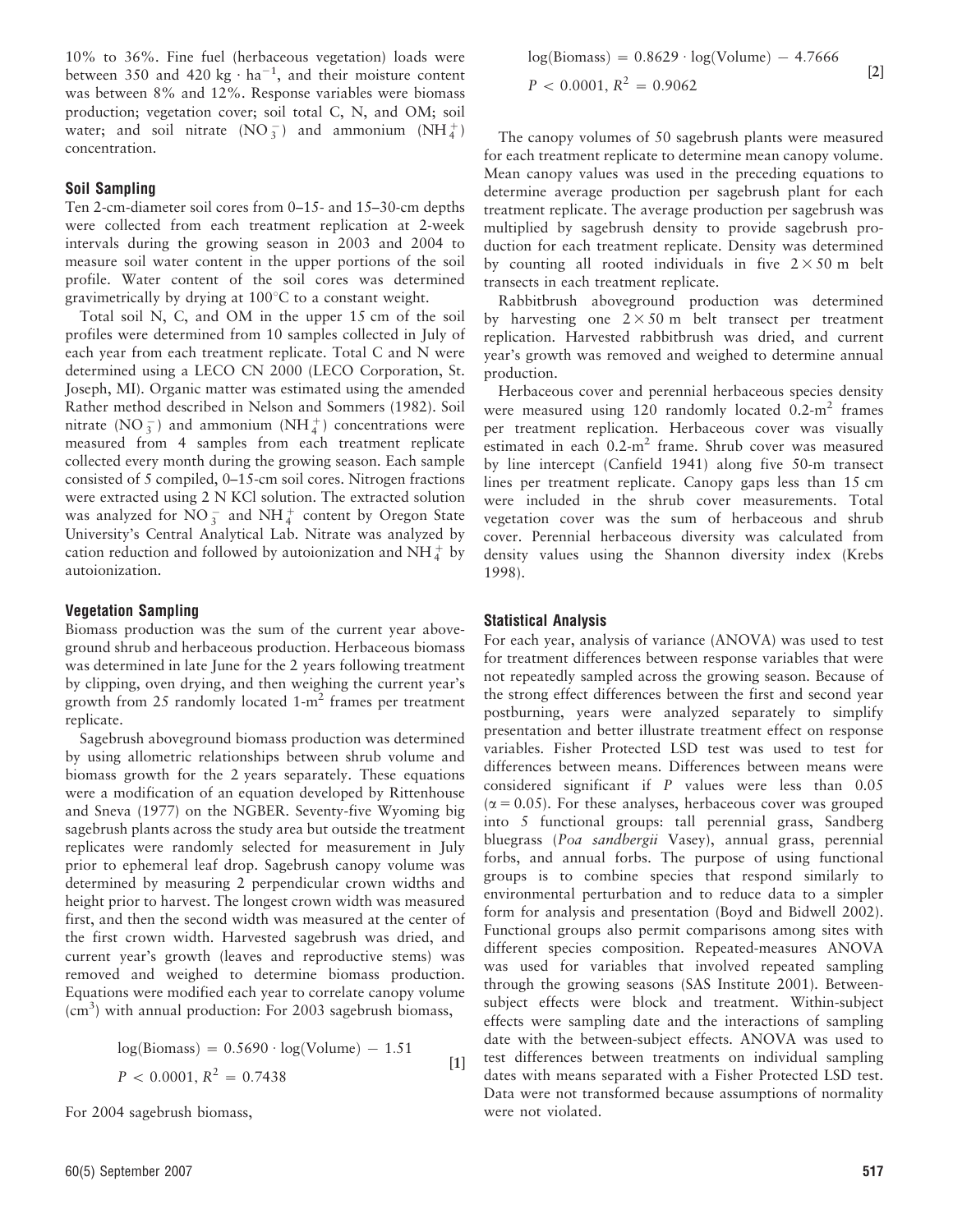10% to 36%. Fine fuel (herbaceous vegetation) loads were between 350 and 420 kg · $ha^{-1}$, and their moisture content was between 8% and 12%. Response variables were biomass production; vegetation cover; soil total C, N, and OM; soil water; and soil nitrate ($NO_3^-$) and ammonium ($NH_4^+$) concentration.

### Soil Sampling

Ten 2-cm-diameter soil cores from 0–15- and 15–30-cm depths were collected from each treatment replication at 2-week intervals during the growing season in 2003 and 2004 to measure soil water content in the upper portions of the soil profile. Water content of the soil cores was determined gravimetrically by drying at 100°C to a constant weight.

Total soil N, C, and OM in the upper 15 cm of the soil profiles were determined from 10 samples collected in July of each year from each treatment replicate. Total C and N were determined using a LECO CN 2000 (LECO Corporation, St. Joseph, MI). Organic matter was estimated using the amended Rather method described in Nelson and Sommers (1982). Soil nitrate ($NO_3^-$) and ammonium ($NH_4^+$) concentrations were measured from 4 samples from each treatment replicate collected every month during the growing season. Each sample consisted of 5 compiled, 0–15-cm soil cores. Nitrogen fractions were extracted using 2 N KCl solution. The extracted solution was analyzed for $NO_3^-$ and $NH_4^+$ content by Oregon State University's Central Analytical Lab. Nitrate was analyzed by cation reduction and followed by autoionization and $NH_4^+$ by autoionization.

### Vegetation Sampling

Biomass production was the sum of the current year aboveground shrub and herbaceous production. Herbaceous biomass was determined in late June for the 2 years following treatment by clipping, oven drying, and then weighing the current year's growth from 25 randomly located 1-$m^2$ frames per treatment replicate.

Sagebrush aboveground biomass production was determined by using allometric relationships between shrub volume and biomass growth for the 2 years separately. These equations were a modification of an equation developed by Rittenhouse and Sneva (1977) on the NGBER. Seventy-five Wyoming big sagebrush plants across the study area but outside the treatment replicates were randomly selected for measurement in July prior to ephemeral leaf drop. Sagebrush canopy volume was determined by measuring 2 perpendicular crown widths and height prior to harvest. The longest crown width was measured first, and then the second width was measured at the center of the first crown width. Harvested sagebrush was dried, and current year's growth (leaves and reproductive stems) was removed and weighed to determine biomass production. Equations were modified each year to correlate canopy volume ($cm^3$) with annual production: For 2003 sagebrush biomass,

$$\log(\text{Biomass}) = 0.5690 \cdot \log(\text{Volume}) - 1.51 \qquad [1]$$
$$P < 0.0001, R^2 = 0.7438$$

For 2004 sagebrush biomass,

$$\log(\text{Biomass}) = 0.8629 \cdot \log(\text{Volume}) - 4.7666 \qquad [2]$$
$$P < 0.0001, R^2 = 0.9062$$

The canopy volumes of 50 sagebrush plants were measured for each treatment replicate to determine mean canopy volume. Mean canopy values was used in the preceding equations to determine average production per sagebrush plant for each treatment replicate. The average production per sagebrush was multiplied by sagebrush density to provide sagebrush production for each treatment replicate. Density was determined by counting all rooted individuals in five $2 \times 50$ m belt transects in each treatment replicate.

Rabbitbrush aboveground production was determined by harvesting one $2 \times 50$ m belt transect per treatment replication. Harvested rabbitbrush was dried, and current year's growth was removed and weighed to determine annual production.

Herbaceous cover and perennial herbaceous species density were measured using 120 randomly located 0.2-$m^2$ frames per treatment replication. Herbaceous cover was visually estimated in each 0.2-$m^2$ frame. Shrub cover was measured by line intercept (Canfield 1941) along five 50-m transect lines per treatment replicate. Canopy gaps less than 15 cm were included in the shrub cover measurements. Total vegetation cover was the sum of herbaceous and shrub cover. Perennial herbaceous diversity was calculated from density values using the Shannon diversity index (Krebs 1998).

### Statistical Analysis

For each year, analysis of variance (ANOVA) was used to test for treatment differences between response variables that were not repeatedly sampled across the growing season. Because of the strong effect differences between the first and second year postburning, years were analyzed separately to simplify presentation and better illustrate treatment effect on response variables. Fisher Protected LSD test was used to test for differences between means. Differences between means were considered significant if $P$ values were less than 0.05 ($\alpha = 0.05$). For these analyses, herbaceous cover was grouped into 5 functional groups: tall perennial grass, Sandberg bluegrass (*Poa sandbergii* Vasey), annual grass, perennial forbs, and annual forbs. The purpose of using functional groups is to combine species that respond similarly to environmental perturbation and to reduce data to a simpler form for analysis and presentation (Boyd and Bidwell 2002). Functional groups also permit comparisons among sites with different species composition. Repeated-measures ANOVA was used for variables that involved repeated sampling through the growing seasons (SAS Institute 2001). Between-subject effects were block and treatment. Within-subject effects were sampling date and the interactions of sampling date with the between-subject effects. ANOVA was used to test differences between treatments on individual sampling dates with means separated with a Fisher Protected LSD test. Data were not transformed because assumptions of normality were not violated.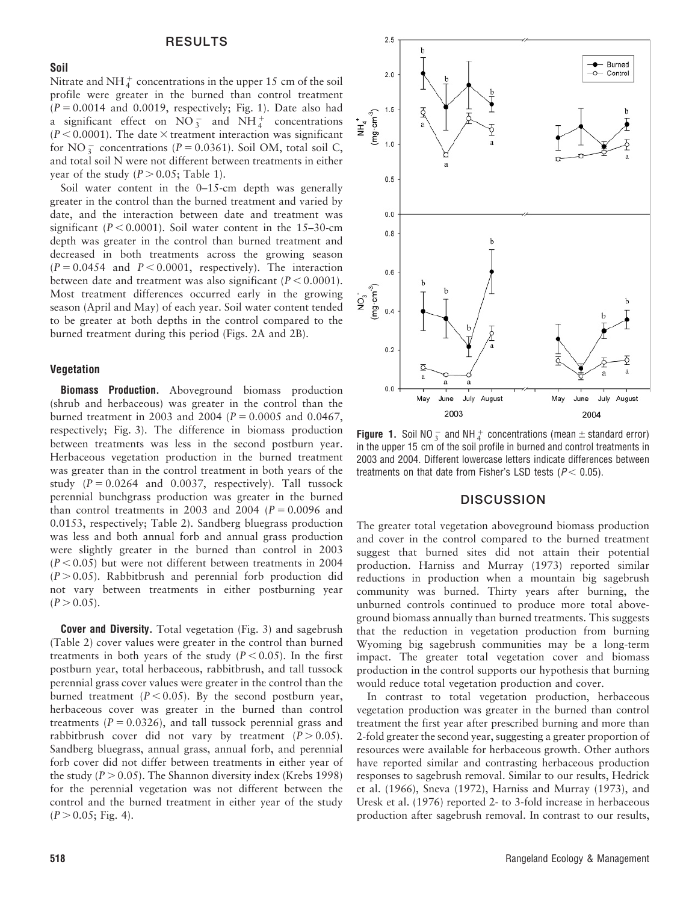## RESULTS

### Soil

Nitrate and $NH_4^+$ concentrations in the upper 15 cm of the soil profile were greater in the burned than control treatment ($P = 0.0014$ and $0.0019$, respectively; Fig. 1). Date also had a significant effect on $NO_3^-$ and $NH_4^+$ concentrations ($P < 0.0001$). The date × treatment interaction was significant for $NO_3^-$ concentrations ($P = 0.0361$). Soil OM, total soil C, and total soil N were not different between treatments in either year of the study ($P > 0.05$; Table 1).

Soil water content in the 0–15-cm depth was generally greater in the control than the burned treatment and varied by date, and the interaction between date and treatment was significant ($P < 0.0001$). Soil water content in the 15–30-cm depth was greater in the control than burned treatment and decreased in both treatments across the growing season ($P = 0.0454$ and $P < 0.0001$, respectively). The interaction between date and treatment was also significant ($P < 0.0001$). Most treatment differences occurred early in the growing season (April and May) of each year. Soil water content tended to be greater at both depths in the control compared to the burned treatment during this period (Figs. 2A and 2B).

### Vegetation

**Biomass Production.** Aboveground biomass production (shrub and herbaceous) was greater in the control than the burned treatment in 2003 and 2004 ($P = 0.0005$ and $0.0467$, respectively; Fig. 3). The difference in biomass production between treatments was less in the second postburn year. Herbaceous vegetation production in the burned treatment was greater than in the control treatment in both years of the study ($P = 0.0264$ and $0.0037$, respectively). Tall tussock perennial bunchgrass production was greater in the burned than control treatments in 2003 and 2004 ($P = 0.0096$ and $0.0153$, respectively; Table 2). Sandberg bluegrass production was less and both annual forb and annual grass production were slightly greater in the burned than control in 2003 ($P < 0.05$) but were not different between treatments in 2004 ($P > 0.05$). Rabbitbrush and perennial forb production did not vary between treatments in either postburning year ($P > 0.05$).

**Cover and Diversity.** Total vegetation (Fig. 3) and sagebrush (Table 2) cover values were greater in the control than burned treatments in both years of the study ($P < 0.05$). In the first postburn year, total herbaceous, rabbitbrush, and tall tussock perennial grass cover values were greater in the control than the burned treatment ($P < 0.05$). By the second postburn year, herbaceous cover was greater in the burned than control treatments ($P = 0.0326$), and tall tussock perennial grass and rabbitbrush cover did not vary by treatment ($P > 0.05$). Sandberg bluegrass, annual grass, annual forb, and perennial forb cover did not differ between treatments in either year of the study ($P > 0.05$). The Shannon diversity index (Krebs 1998) for the perennial vegetation was not different between the control and the burned treatment in either year of the study ($P > 0.05$; Fig. 4).

**Figure 1.** Soil $NO_3^-$ and $NH_4^+$ concentrations (mean ± standard error) in the upper 15 cm of the soil profile in burned and control treatments in 2003 and 2004. Different lowercase letters indicate differences between treatments on that date from Fisher's LSD tests ($P < 0.05$).

## DISCUSSION

The greater total vegetation aboveground biomass production and cover in the control compared to the burned treatment suggest that burned sites did not attain their potential production. Harniss and Murray (1973) reported similar reductions in production when a mountain big sagebrush community was burned. Thirty years after burning, the unburned controls continued to produce more total aboveground biomass annually than burned treatments. This suggests that the reduction in vegetation production from burning Wyoming big sagebrush communities may be a long-term impact. The greater total vegetation cover and biomass production in the control supports our hypothesis that burning would reduce total vegetation production and cover.

In contrast to total vegetation production, herbaceous vegetation production was greater in the burned than control treatment the first year after prescribed burning and more than 2-fold greater the second year, suggesting a greater proportion of resources were available for herbaceous growth. Other authors have reported similar and contrasting herbaceous production responses to sagebrush removal. Similar to our results, Hedrick et al. (1966), Sneva (1972), Harniss and Murray (1973), and Uresk et al. (1976) reported 2- to 3-fold increase in herbaceous production after sagebrush removal. In contrast to our results,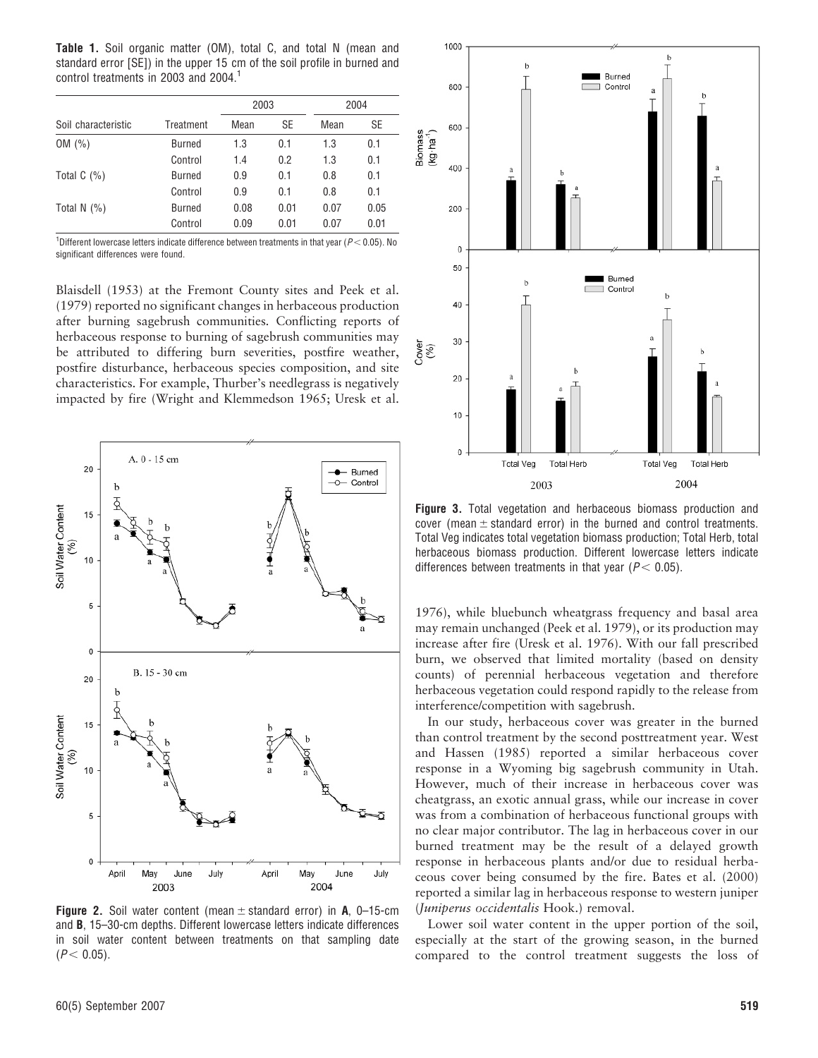**Table 1.** Soil organic matter (OM), total C, and total N (mean and standard error [SE]) in the upper 15 cm of the soil profile in burned and control treatments in 2003 and 2004.[1]

| Soil characteristic | Treatment | 2003 Mean | 2003 SE | 2004 Mean | 2004 SE |
|---|---|---|---|---|---|
| OM (%) | Burned | 1.3 | 0.1 | 1.3 | 0.1 |
| | Control | 1.4 | 0.2 | 1.3 | 0.1 |
| Total C (%) | Burned | 0.9 | 0.1 | 0.8 | 0.1 |
| | Control | 0.9 | 0.1 | 0.8 | 0.1 |
| Total N (%) | Burned | 0.08 | 0.01 | 0.07 | 0.05 |
| | Control | 0.09 | 0.01 | 0.07 | 0.01 |

[1]Different lowercase letters indicate difference between treatments in that year ($P < 0.05$). No significant differences were found.

Blaisdell (1953) at the Fremont County sites and Peek et al. (1979) reported no significant changes in herbaceous production after burning sagebrush communities. Conflicting reports of herbaceous response to burning of sagebrush communities may be attributed to differing burn severities, postfire weather, postfire disturbance, herbaceous species composition, and site characteristics. For example, Thurber's needlegrass is negatively impacted by fire (Wright and Klemmedson 1965; Uresk et al. 1976), while bluebunch wheatgrass frequency and basal area may remain unchanged (Peek et al. 1979), or its production may increase after fire (Uresk et al. 1976). With our fall prescribed burn, we observed that limited mortality (based on density counts) of perennial herbaceous vegetation and therefore herbaceous vegetation could respond rapidly to the release from interference/competition with sagebrush.

**Figure 2.** Soil water content (mean ± standard error) in **A**, 0–15-cm and **B**, 15–30-cm depths. Different lowercase letters indicate differences in soil water content between treatments on that sampling date ($P < 0.05$).

**Figure 3.** Total vegetation and herbaceous biomass production and cover (mean ± standard error) in the burned and control treatments. Total Veg indicates total vegetation biomass production; Total Herb, total herbaceous biomass production. Different lowercase letters indicate differences between treatments in that year ($P < 0.05$).

In our study, herbaceous cover was greater in the burned than control treatment by the second posttreatment year. West and Hassen (1985) reported a similar herbaceous cover response in a Wyoming big sagebrush community in Utah. However, much of their increase in herbaceous cover was cheatgrass, an exotic annual grass, while our increase in cover was from a combination of herbaceous functional groups with no clear major contributor. The lag in herbaceous cover in our burned treatment may be the result of a delayed growth response in herbaceous plants and/or due to residual herbaceous cover being consumed by the fire. Bates et al. (2000) reported a similar lag in herbaceous response to western juniper (*Juniperus occidentalis* Hook.) removal.

Lower soil water content in the upper portion of the soil, especially at the start of the growing season, in the burned compared to the control treatment suggests the loss of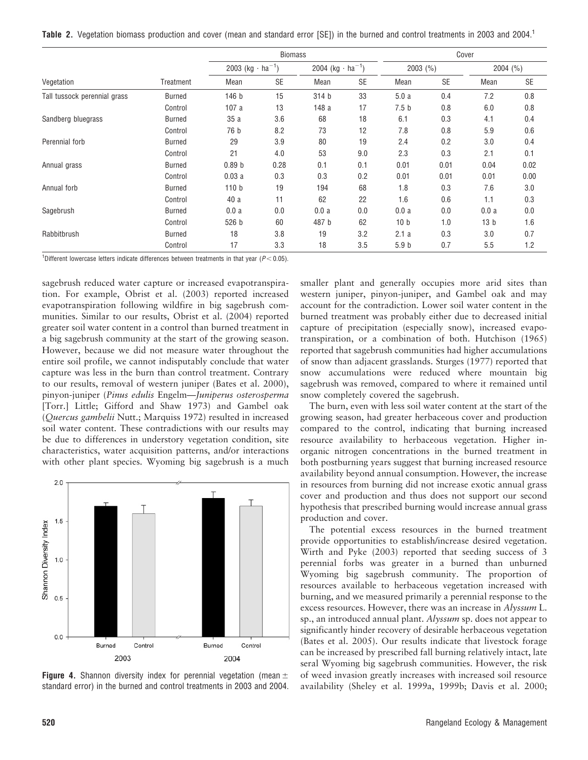**Table 2.** Vegetation biomass production and cover (mean and standard error [SE]) in the burned and control treatments in 2003 and 2004.[1]

| | | Biomass | | | | Cover | | | |
|---|---|---|---|---|---|---|---|---|---|
| | | 2003 ($kg \cdot ha^{-1}$) | | 2004 ($kg \cdot ha^{-1}$) | | 2003 (%) | | 2004 (%) | |
| Vegetation | Treatment | Mean | SE | Mean | SE | Mean | SE | Mean | SE |
| Tall tussock perennial grass | Burned | 146 b | 15 | 314 b | 33 | 5.0 a | 0.4 | 7.2 | 0.8 |
| | Control | 107 a | 13 | 148 a | 17 | 7.5 b | 0.8 | 6.0 | 0.8 |
| Sandberg bluegrass | Burned | 35 a | 3.6 | 68 | 18 | 6.1 | 0.3 | 4.1 | 0.4 |
| | Control | 76 b | 8.2 | 73 | 12 | 7.8 | 0.8 | 5.9 | 0.6 |
| Perennial forb | Burned | 29 | 3.9 | 80 | 19 | 2.4 | 0.2 | 3.0 | 0.4 |
| | Control | 21 | 4.0 | 53 | 9.0 | 2.3 | 0.3 | 2.1 | 0.1 |
| Annual grass | Burned | 0.89 b | 0.28 | 0.1 | 0.1 | 0.01 | 0.01 | 0.04 | 0.02 |
| | Control | 0.03 a | 0.3 | 0.3 | 0.2 | 0.01 | 0.01 | 0.01 | 0.00 |
| Annual forb | Burned | 110 b | 19 | 194 | 68 | 1.8 | 0.3 | 7.6 | 3.0 |
| | Control | 40 a | 11 | 62 | 22 | 1.6 | 0.6 | 1.1 | 0.3 |
| Sagebrush | Burned | 0.0 a | 0.0 | 0.0 a | 0.0 | 0.0 a | 0.0 | 0.0 a | 0.0 |
| | Control | 526 b | 60 | 487 b | 62 | 10 b | 1.0 | 13 b | 1.6 |
| Rabbitbrush | Burned | 18 | 3.8 | 19 | 3.2 | 2.1 a | 0.3 | 3.0 | 0.7 |
| | Control | 17 | 3.3 | 18 | 3.5 | 5.9 b | 0.7 | 5.5 | 1.2 |

[1]Different lowercase letters indicate differences between treatments in that year ($P < 0.05$).

sagebrush reduced water capture or increased evapotranspiration. For example, Obrist et al. (2003) reported increased evapotranspiration following wildfire in big sagebrush communities. Similar to our results, Obrist et al. (2004) reported greater soil water content in a control than burned treatment in a big sagebrush community at the start of the growing season. However, because we did not measure water throughout the entire soil profile, we cannot indisputably conclude that water capture was less in the burn than control treatment. Contrary to our results, removal of western juniper (Bates et al. 2000), pinyon-juniper (*Pinus edulis* Engelm—*Juniperus osterosperma* [Torr.] Little; Gifford and Shaw 1973) and Gambel oak (*Quercus gambelii* Nutt.; Marquiss 1972) resulted in increased soil water content. These contradictions with our results may be due to differences in understory vegetation condition, site characteristics, water acquisition patterns, and/or interactions with other plant species. Wyoming big sagebrush is a much smaller plant and generally occupies more arid sites than western juniper, pinyon-juniper, and Gambel oak and may account for the contradiction. Lower soil water content in the burned treatment was probably either due to decreased initial capture of precipitation (especially snow), increased evapotranspiration, or a combination of both. Hutchison (1965) reported that sagebrush communities had higher accumulations of snow than adjacent grasslands. Sturges (1977) reported that snow accumulations were reduced where mountain big sagebrush was removed, compared to where it remained until snow completely covered the sagebrush.

**Figure 4.** Shannon diversity index for perennial vegetation (mean ± standard error) in the burned and control treatments in 2003 and 2004.

The burn, even with less soil water content at the start of the growing season, had greater herbaceous cover and production compared to the control, indicating that burning increased resource availability to herbaceous vegetation. Higher inorganic nitrogen concentrations in the burned treatment in both postburning years suggest that burning increased resource availability beyond annual consumption. However, the increase in resources from burning did not increase exotic annual grass cover and production and thus does not support our second hypothesis that prescribed burning would increase annual grass production and cover.

The potential excess resources in the burned treatment provide opportunities to establish/increase desired vegetation. Wirth and Pyke (2003) reported that seeding success of 3 perennial forbs was greater in a burned than unburned Wyoming big sagebrush community. The proportion of resources available to herbaceous vegetation increased with burning, and we measured primarily a perennial response to the excess resources. However, there was an increase in *Alyssum* L. sp., an introduced annual plant. *Alyssum* sp. does not appear to significantly hinder recovery of desirable herbaceous vegetation (Bates et al. 2005). Our results indicate that livestock forage can be increased by prescribed fall burning relatively intact, late seral Wyoming big sagebrush communities. However, the risk of weed invasion greatly increases with increased soil resource availability (Sheley et al. 1999a, 1999b; Davis et al. 2000;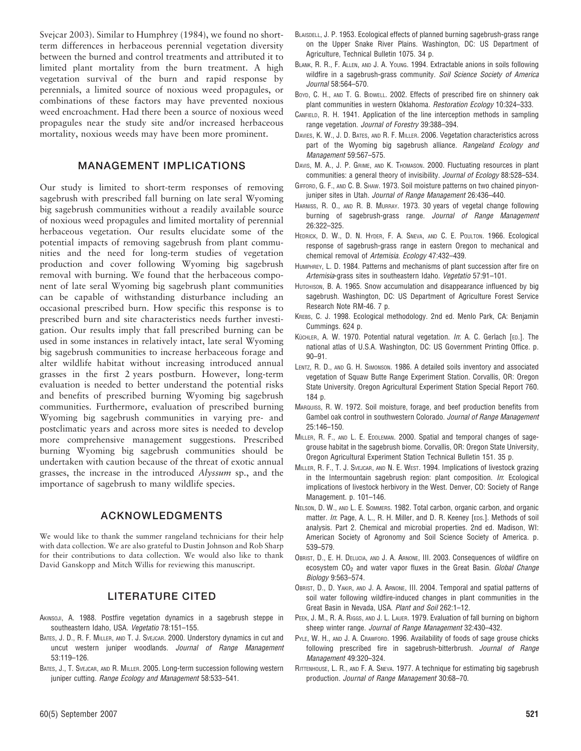Svejcar 2003). Similar to Humphrey (1984), we found no short-term differences in herbaceous perennial vegetation diversity between the burned and control treatments and attributed it to limited plant mortality from the burn treatment. A high vegetation survival of the burn and rapid response by perennials, a limited source of noxious weed propagules, or combinations of these factors may have prevented noxious weed encroachment. Had there been a source of noxious weed propagules near the study site and/or increased herbaceous mortality, noxious weeds may have been more prominent.

## MANAGEMENT IMPLICATIONS

Our study is limited to short-term responses of removing sagebrush with prescribed fall burning on late seral Wyoming big sagebrush communities without a readily available source of noxious weed propagules and limited mortality of perennial herbaceous vegetation. Our results elucidate some of the potential impacts of removing sagebrush from plant communities and the need for long-term studies of vegetation production and cover following Wyoming big sagebrush removal with burning. We found that the herbaceous component of late seral Wyoming big sagebrush plant communities can be capable of withstanding disturbance including an occasional prescribed burn. How specific this response is to prescribed burn and site characteristics needs further investigation. Our results imply that fall prescribed burning can be used in some instances in relatively intact, late seral Wyoming big sagebrush communities to increase herbaceous forage and alter wildlife habitat without increasing introduced annual grasses in the first 2 years postburn. However, long-term evaluation is needed to better understand the potential risks and benefits of prescribed burning Wyoming big sagebrush communities. Furthermore, evaluation of prescribed burning Wyoming big sagebrush communities in varying pre- and postclimatic years and across more sites is needed to develop more comprehensive management suggestions. Prescribed burning Wyoming big sagebrush communities should be undertaken with caution because of the threat of exotic annual grasses, the increase in the introduced *Alyssum* sp., and the importance of sagebrush to many wildlife species.

## ACKNOWLEDGMENTS

We would like to thank the summer rangeland technicians for their help with data collection. We are also grateful to Dustin Johnson and Rob Sharp for their contributions to data collection. We would also like to thank David Ganskopp and Mitch Willis for reviewing this manuscript.

## LITERATURE CITED

Akinsoji, A. 1988. Postfire vegetation dynamics in a sagebrush steppe in southeastern Idaho, USA. *Vegetatio* 78:151–155.

Bates, J. D., R. F. Miller, and T. J. Svejcar. 2000. Understory dynamics in cut and uncut western juniper woodlands. *Journal of Range Management* 53:119–126.

Bates, J., T. Svejcar, and R. Miller. 2005. Long-term succession following western juniper cutting. *Range Ecology and Management* 58:533–541.

Blaisdell, J. P. 1953. Ecological effects of planned burning sagebrush-grass range on the Upper Snake River Plains. Washington, DC: US Department of Agriculture, Technical Bulletin 1075. 34 p.

Blank, R. R., F. Allen, and J. A. Young. 1994. Extractable anions in soils following wildfire in a sagebrush-grass community. *Soil Science Society of America Journal* 58:564–570.

Boyd, C. H., and T. G. Bidwell. 2002. Effects of prescribed fire on shinnery oak plant communities in western Oklahoma. *Restoration Ecology* 10:324–333.

Canfield, R. H. 1941. Application of the line interception methods in sampling range vegetation. *Journal of Forestry* 39:388–394.

Davies, K. W., J. D. Bates, and R. F. Miller. 2006. Vegetation characteristics across part of the Wyoming big sagebrush alliance. *Rangeland Ecology and Management* 59:567–575.

Davis, M. A., J. P. Grime, and K. Thomason. 2000. Fluctuating resources in plant communities: a general theory of invisibility. *Journal of Ecology* 88:528–534.

Gifford, G. F., and C. B. Shaw. 1973. Soil moisture patterns on two chained pinyon-juniper sites in Utah. *Journal of Range Management* 26:436–440.

Harniss, R. O., and R. B. Murray. 1973. 30 years of vegetal change following burning of sagebrush-grass range. *Journal of Range Management* 26:322–325.

Hedrick, D. W., D. N. Hyder, F. A. Sneva, and C. E. Poulton. 1966. Ecological response of sagebrush-grass range in eastern Oregon to mechanical and chemical removal of *Artemisia*. *Ecology* 47:432–439.

Humphrey, L. D. 1984. Patterns and mechanisms of plant succession after fire on *Artemisia*-grass sites in southeastern Idaho. *Vegetatio* 57:91–101.

Hutchison, B. A. 1965. Snow accumulation and disappearance influenced by big sagebrush. Washington, DC: US Department of Agriculture Forest Service Research Note RM-46. 7 p.

Krebs, C. J. 1998. Ecological methodology. 2nd ed. Menlo Park, CA: Benjamin Cummings. 624 p.

Küchler, A. W. 1970. Potential natural vegetation. *In*: A. C. Gerlach [ed.]. The national atlas of U.S.A. Washington, DC: US Government Printing Office. p. 90–91.

Lentz, R. D., and G. H. Simonson. 1986. A detailed soils inventory and associated vegetation of Squaw Butte Range Experiment Station. Corvallis, OR: Oregon State University. Oregon Agricultural Experiment Station Special Report 760. 184 p.

Marquiss, R. W. 1972. Soil moisture, forage, and beef production benefits from Gambel oak control in southwestern Colorado. *Journal of Range Management* 25:146–150.

Miller, R. F., and L. E. Eddleman. 2000. Spatial and temporal changes of sage-grouse habitat in the sagebrush biome. Corvallis, OR: Oregon State University, Oregon Agricultural Experiment Station Technical Bulletin 151. 35 p.

Miller, R. F., T. J. Svejcar, and N. E. West. 1994. Implications of livestock grazing in the Intermountain sagebrush region: plant composition. *In*: Ecological implications of livestock herbivory in the West. Denver, CO: Society of Range Management. p. 101–146.

Nelson, D. W., and L. E. Sommers. 1982. Total carbon, organic carbon, and organic matter. *In*: Page, A. L., R. H. Miller, and D. R. Keeney [eds.]. Methods of soil analysis. Part 2. Chemical and microbial properties. 2nd ed. Madison, WI: American Society of Agronomy and Soil Science Society of America. p. 539–579.

Obrist, D., E. H. Delucia, and J. A. Arnone, III. 2003. Consequences of wildfire on ecosystem $CO_2$ and water vapor fluxes in the Great Basin. *Global Change Biology* 9:563–574.

Obrist, D., D. Yakir, and J. A. Arnone, III. 2004. Temporal and spatial patterns of soil water following wildfire-induced changes in plant communities in the Great Basin in Nevada, USA. *Plant and Soil* 262:1–12.

Peek, J. M., R. A. Riggs, and J. L. Lauer. 1979. Evaluation of fall burning on bighorn sheep winter range. *Journal of Range Management* 32:430–432.

Pyle, W. H., and J. A. Crawford. 1996. Availability of foods of sage grouse chicks following prescribed fire in sagebrush-bitterbrush. *Journal of Range Management* 49:320–324.

Rittenhouse, L. R., and F. A. Sneva. 1977. A technique for estimating big sagebrush production. *Journal of Range Management* 30:68–70.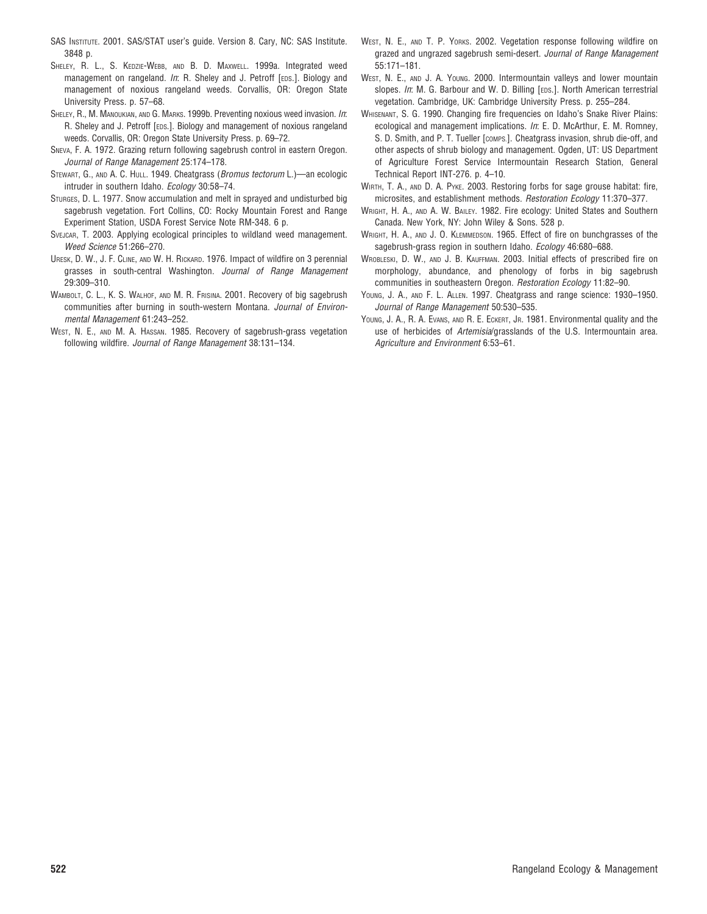SAS Institute. 2001. SAS/STAT user's guide. Version 8. Cary, NC: SAS Institute. 3848 p.

Sheley, R. L., S. Kedzie-Webb, and B. D. Maxwell. 1999a. Integrated weed management on rangeland. *In*: R. Sheley and J. Petroff [eds.]. Biology and management of noxious rangeland weeds. Corvallis, OR: Oregon State University Press. p. 57–68.

Sheley, R., M. Manoukian, and G. Marks. 1999b. Preventing noxious weed invasion. *In*: R. Sheley and J. Petroff [eds.]. Biology and management of noxious rangeland weeds. Corvallis, OR: Oregon State University Press. p. 69–72.

Sneva, F. A. 1972. Grazing return following sagebrush control in eastern Oregon. *Journal of Range Management* 25:174–178.

Stewart, G., and A. C. Hull. 1949. Cheatgrass (*Bromus tectorum* L.)—an ecologic intruder in southern Idaho. *Ecology* 30:58–74.

Sturges, D. L. 1977. Snow accumulation and melt in sprayed and undisturbed big sagebrush vegetation. Fort Collins, CO: Rocky Mountain Forest and Range Experiment Station, USDA Forest Service Note RM-348. 6 p.

Svejcar, T. 2003. Applying ecological principles to wildland weed management. *Weed Science* 51:266–270.

Uresk, D. W., J. F. Cline, and W. H. Rickard. 1976. Impact of wildfire on 3 perennial grasses in south-central Washington. *Journal of Range Management* 29:309–310.

Wambolt, C. L., K. S. Walhof, and M. R. Frisina. 2001. Recovery of big sagebrush communities after burning in south-western Montana. *Journal of Environmental Management* 61:243–252.

West, N. E., and M. A. Hassan. 1985. Recovery of sagebrush-grass vegetation following wildfire. *Journal of Range Management* 38:131–134.

West, N. E., and T. P. Yorks. 2002. Vegetation response following wildfire on grazed and ungrazed sagebrush semi-desert. *Journal of Range Management* 55:171–181.

West, N. E., and J. A. Young. 2000. Intermountain valleys and lower mountain slopes. *In*: M. G. Barbour and W. D. Billing [eds.]. North American terrestrial vegetation. Cambridge, UK: Cambridge University Press. p. 255–284.

Whisenant, S. G. 1990. Changing fire frequencies on Idaho's Snake River Plains: ecological and management implications. *In*: E. D. McArthur, E. M. Romney, S. D. Smith, and P. T. Tueller [comps.]. Cheatgrass invasion, shrub die-off, and other aspects of shrub biology and management. Ogden, UT: US Department of Agriculture Forest Service Intermountain Research Station, General Technical Report INT-276. p. 4–10.

Wirth, T. A., and D. A. Pyke. 2003. Restoring forbs for sage grouse habitat: fire, microsites, and establishment methods. *Restoration Ecology* 11:370–377.

Wright, H. A., and A. W. Bailey. 1982. Fire ecology: United States and Southern Canada. New York, NY: John Wiley & Sons. 528 p.

Wright, H. A., and J. O. Klemmedson. 1965. Effect of fire on bunchgrasses of the sagebrush-grass region in southern Idaho. *Ecology* 46:680–688.

Wrobleski, D. W., and J. B. Kauffman. 2003. Initial effects of prescribed fire on morphology, abundance, and phenology of forbs in big sagebrush communities in southeastern Oregon. *Restoration Ecology* 11:82–90.

Young, J. A., and F. L. Allen. 1997. Cheatgrass and range science: 1930–1950. *Journal of Range Management* 50:530–535.

Young, J. A., R. A. Evans, and R. E. Eckert, Jr. 1981. Environmental quality and the use of herbicides of *Artemisia*/grasslands of the U.S. Intermountain area. *Agriculture and Environment* 6:53–61.